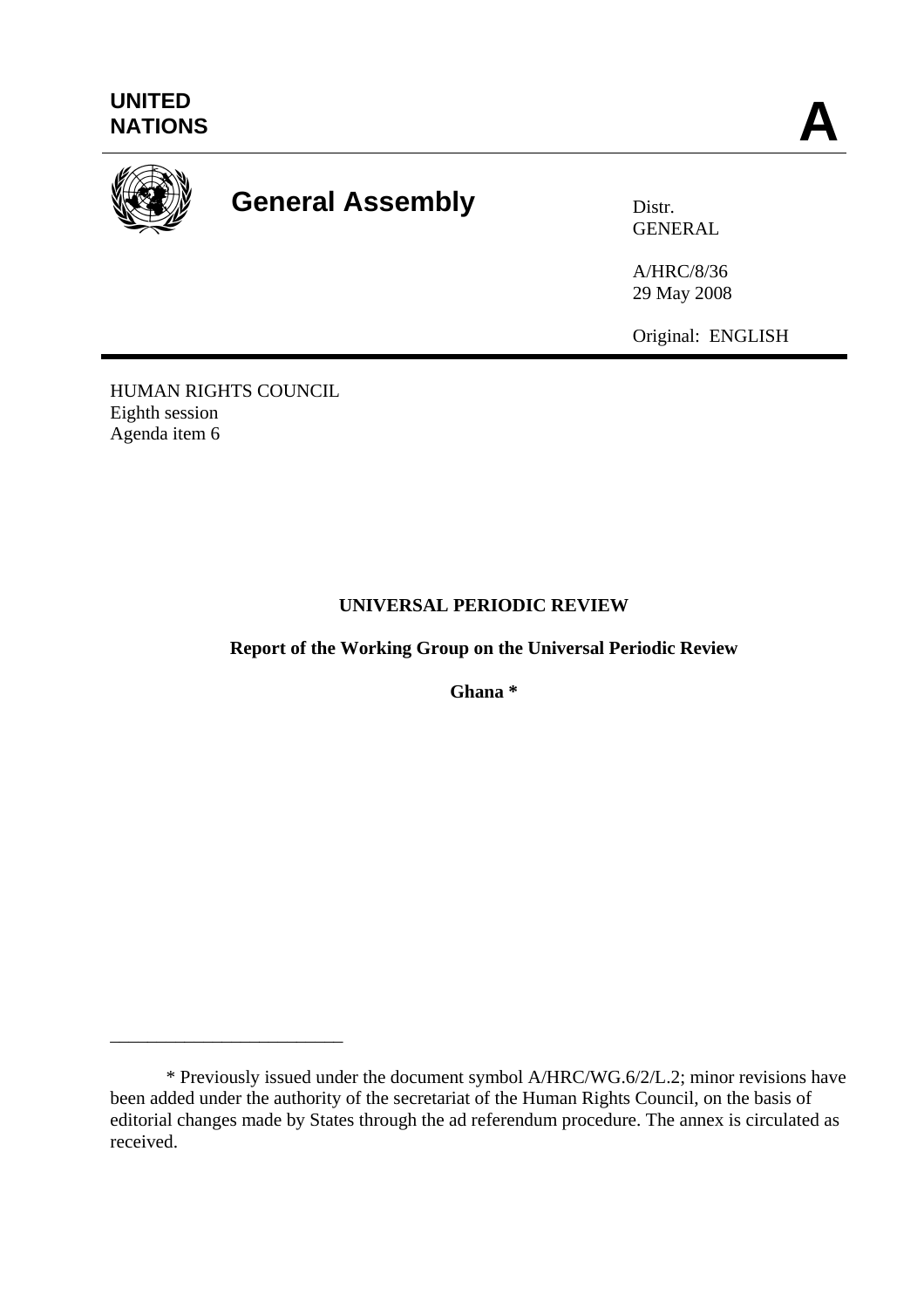UNITED NATIONS

**A**

# General Assembly

Distr.
GENERAL

A/HRC/8/36
29 May 2008

Original: ENGLISH

HUMAN RIGHTS COUNCIL
Eighth session
Agenda item 6

**UNIVERSAL PERIODIC REVIEW**

**Report of the Working Group on the Universal Periodic Review**

**Ghana \***

---

\* Previously issued under the document symbol A/HRC/WG.6/2/L.2; minor revisions have been added under the authority of the secretariat of the Human Rights Council, on the basis of editorial changes made by States through the ad referendum procedure. The annex is circulated as received.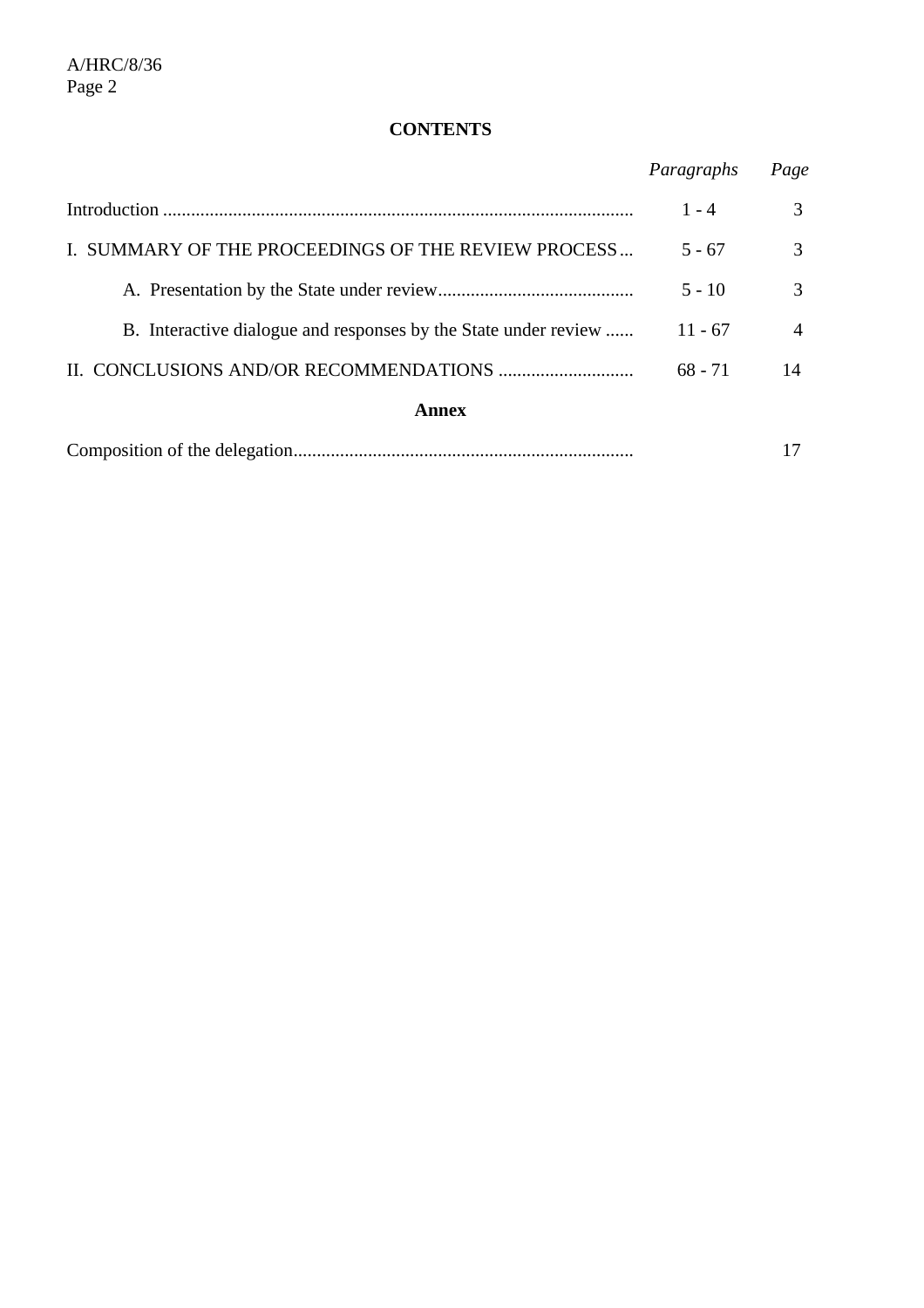**CONTENTS**

| | *Paragraphs* | *Page* |
|---|---|---|
| Introduction | 1 - 4 | 3 |
| I. SUMMARY OF THE PROCEEDINGS OF THE REVIEW PROCESS | 5 - 67 | 3 |
| A. Presentation by the State under review | 5 - 10 | 3 |
| B. Interactive dialogue and responses by the State under review | 11 - 67 | 4 |
| II. CONCLUSIONS AND/OR RECOMMENDATIONS | 68 - 71 | 14 |

**Annex**

| | | |
|---|---|---|
| Composition of the delegation | | 17 |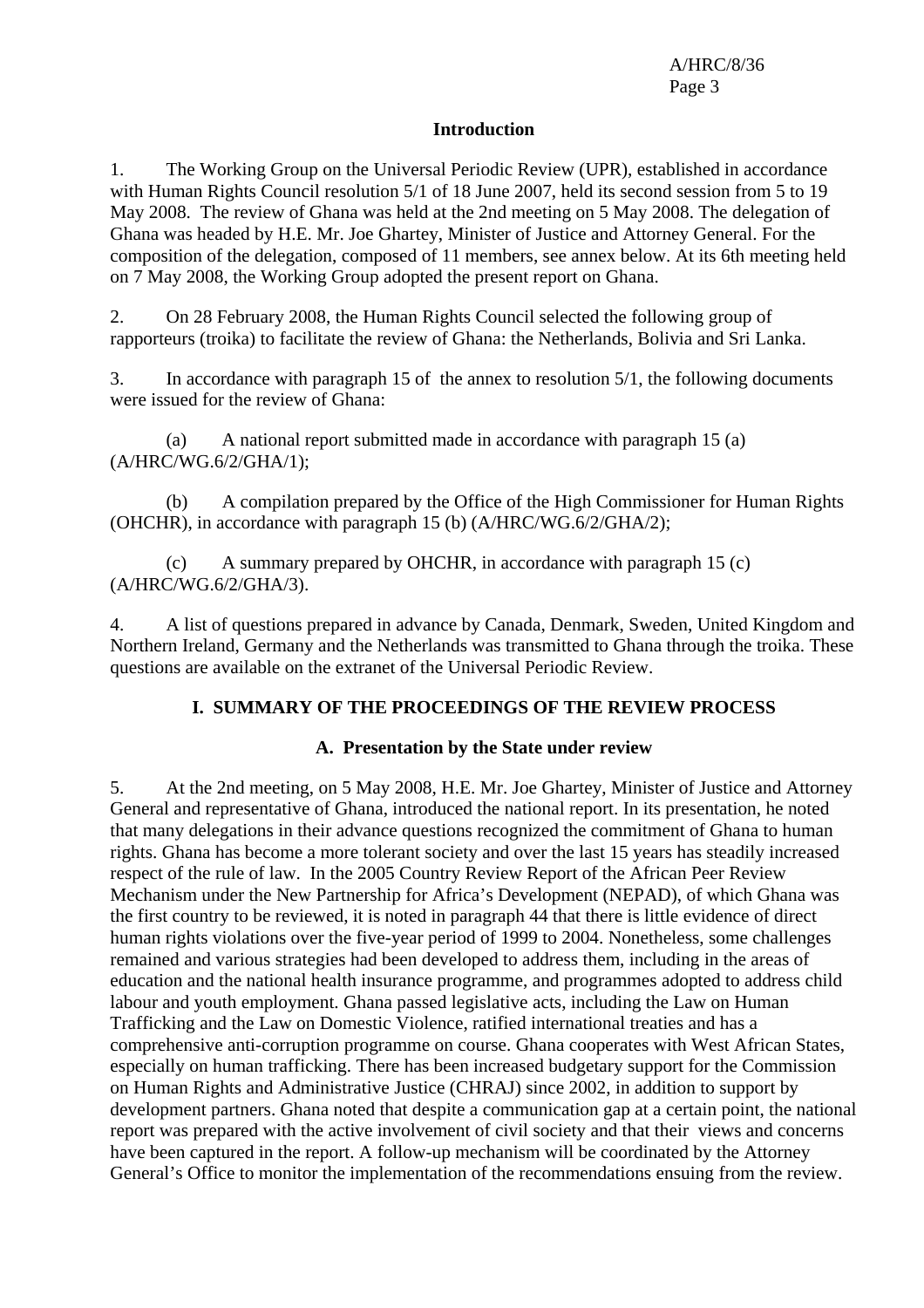## Introduction

1. The Working Group on the Universal Periodic Review (UPR), established in accordance with Human Rights Council resolution 5/1 of 18 June 2007, held its second session from 5 to 19 May 2008. The review of Ghana was held at the 2nd meeting on 5 May 2008. The delegation of Ghana was headed by H.E. Mr. Joe Ghartey, Minister of Justice and Attorney General. For the composition of the delegation, composed of 11 members, see annex below. At its 6th meeting held on 7 May 2008, the Working Group adopted the present report on Ghana.

2. On 28 February 2008, the Human Rights Council selected the following group of rapporteurs (troika) to facilitate the review of Ghana: the Netherlands, Bolivia and Sri Lanka.

3. In accordance with paragraph 15 of the annex to resolution 5/1, the following documents were issued for the review of Ghana:

(a) A national report submitted made in accordance with paragraph 15 (a) (A/HRC/WG.6/2/GHA/1);

(b) A compilation prepared by the Office of the High Commissioner for Human Rights (OHCHR), in accordance with paragraph 15 (b) (A/HRC/WG.6/2/GHA/2);

(c) A summary prepared by OHCHR, in accordance with paragraph 15 (c) (A/HRC/WG.6/2/GHA/3).

4. A list of questions prepared in advance by Canada, Denmark, Sweden, United Kingdom and Northern Ireland, Germany and the Netherlands was transmitted to Ghana through the troika. These questions are available on the extranet of the Universal Periodic Review.

## I. SUMMARY OF THE PROCEEDINGS OF THE REVIEW PROCESS

### A. Presentation by the State under review

5. At the 2nd meeting, on 5 May 2008, H.E. Mr. Joe Ghartey, Minister of Justice and Attorney General and representative of Ghana, introduced the national report. In its presentation, he noted that many delegations in their advance questions recognized the commitment of Ghana to human rights. Ghana has become a more tolerant society and over the last 15 years has steadily increased respect of the rule of law. In the 2005 Country Review Report of the African Peer Review Mechanism under the New Partnership for Africa's Development (NEPAD), of which Ghana was the first country to be reviewed, it is noted in paragraph 44 that there is little evidence of direct human rights violations over the five-year period of 1999 to 2004. Nonetheless, some challenges remained and various strategies had been developed to address them, including in the areas of education and the national health insurance programme, and programmes adopted to address child labour and youth employment. Ghana passed legislative acts, including the Law on Human Trafficking and the Law on Domestic Violence, ratified international treaties and has a comprehensive anti-corruption programme on course. Ghana cooperates with West African States, especially on human trafficking. There has been increased budgetary support for the Commission on Human Rights and Administrative Justice (CHRAJ) since 2002, in addition to support by development partners. Ghana noted that despite a communication gap at a certain point, the national report was prepared with the active involvement of civil society and that their views and concerns have been captured in the report. A follow-up mechanism will be coordinated by the Attorney General's Office to monitor the implementation of the recommendations ensuing from the review.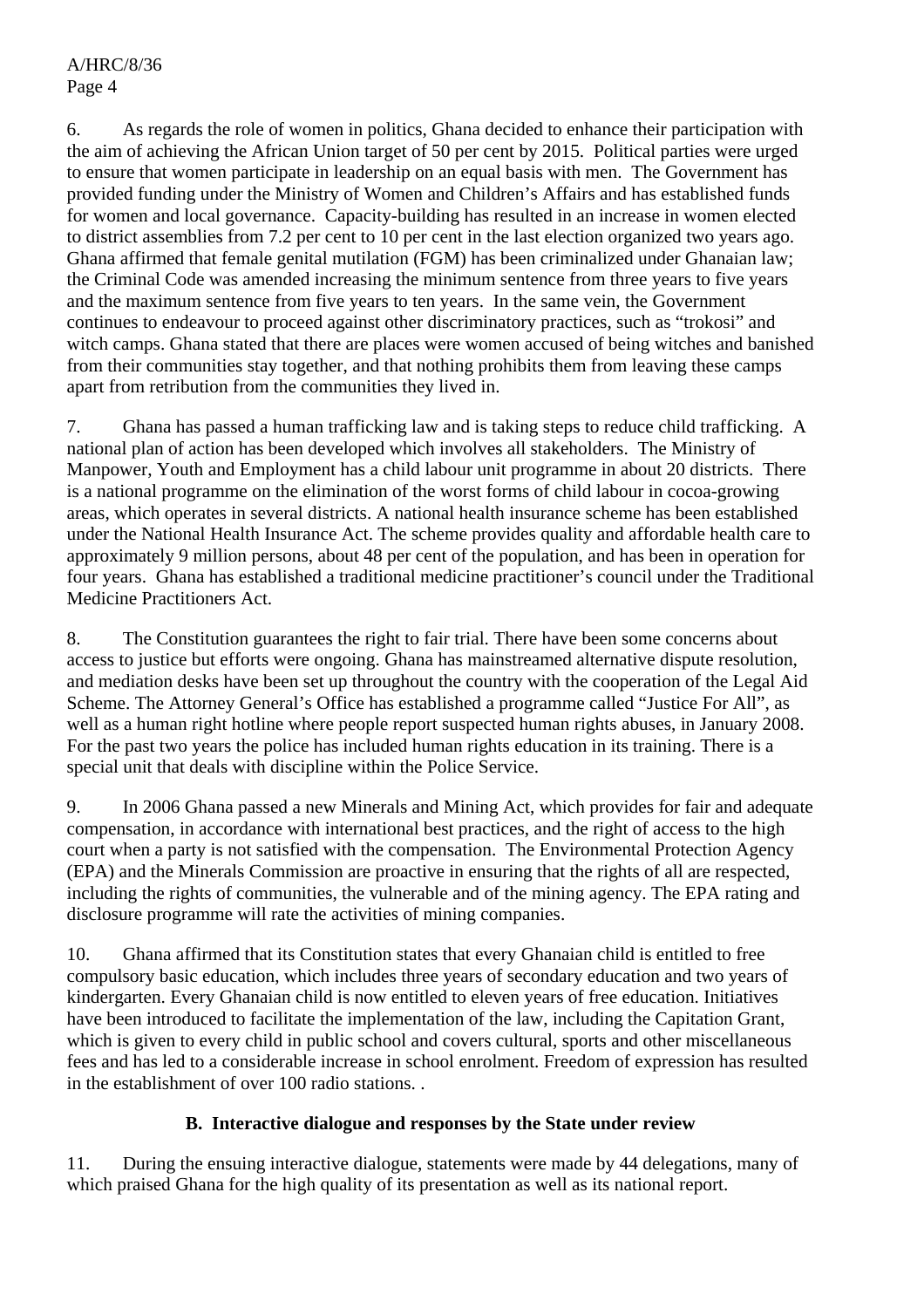6. As regards the role of women in politics, Ghana decided to enhance their participation with the aim of achieving the African Union target of 50 per cent by 2015. Political parties were urged to ensure that women participate in leadership on an equal basis with men. The Government has provided funding under the Ministry of Women and Children's Affairs and has established funds for women and local governance. Capacity-building has resulted in an increase in women elected to district assemblies from 7.2 per cent to 10 per cent in the last election organized two years ago. Ghana affirmed that female genital mutilation (FGM) has been criminalized under Ghanaian law; the Criminal Code was amended increasing the minimum sentence from three years to five years and the maximum sentence from five years to ten years. In the same vein, the Government continues to endeavour to proceed against other discriminatory practices, such as "trokosi" and witch camps. Ghana stated that there are places were women accused of being witches and banished from their communities stay together, and that nothing prohibits them from leaving these camps apart from retribution from the communities they lived in.

7. Ghana has passed a human trafficking law and is taking steps to reduce child trafficking. A national plan of action has been developed which involves all stakeholders. The Ministry of Manpower, Youth and Employment has a child labour unit programme in about 20 districts. There is a national programme on the elimination of the worst forms of child labour in cocoa-growing areas, which operates in several districts. A national health insurance scheme has been established under the National Health Insurance Act. The scheme provides quality and affordable health care to approximately 9 million persons, about 48 per cent of the population, and has been in operation for four years. Ghana has established a traditional medicine practitioner's council under the Traditional Medicine Practitioners Act.

8. The Constitution guarantees the right to fair trial. There have been some concerns about access to justice but efforts were ongoing. Ghana has mainstreamed alternative dispute resolution, and mediation desks have been set up throughout the country with the cooperation of the Legal Aid Scheme. The Attorney General's Office has established a programme called "Justice For All", as well as a human right hotline where people report suspected human rights abuses, in January 2008. For the past two years the police has included human rights education in its training. There is a special unit that deals with discipline within the Police Service.

9. In 2006 Ghana passed a new Minerals and Mining Act, which provides for fair and adequate compensation, in accordance with international best practices, and the right of access to the high court when a party is not satisfied with the compensation. The Environmental Protection Agency (EPA) and the Minerals Commission are proactive in ensuring that the rights of all are respected, including the rights of communities, the vulnerable and of the mining agency. The EPA rating and disclosure programme will rate the activities of mining companies.

10. Ghana affirmed that its Constitution states that every Ghanaian child is entitled to free compulsory basic education, which includes three years of secondary education and two years of kindergarten. Every Ghanaian child is now entitled to eleven years of free education. Initiatives have been introduced to facilitate the implementation of the law, including the Capitation Grant, which is given to every child in public school and covers cultural, sports and other miscellaneous fees and has led to a considerable increase in school enrolment. Freedom of expression has resulted in the establishment of over 100 radio stations. .

### B. Interactive dialogue and responses by the State under review

11. During the ensuing interactive dialogue, statements were made by 44 delegations, many of which praised Ghana for the high quality of its presentation as well as its national report.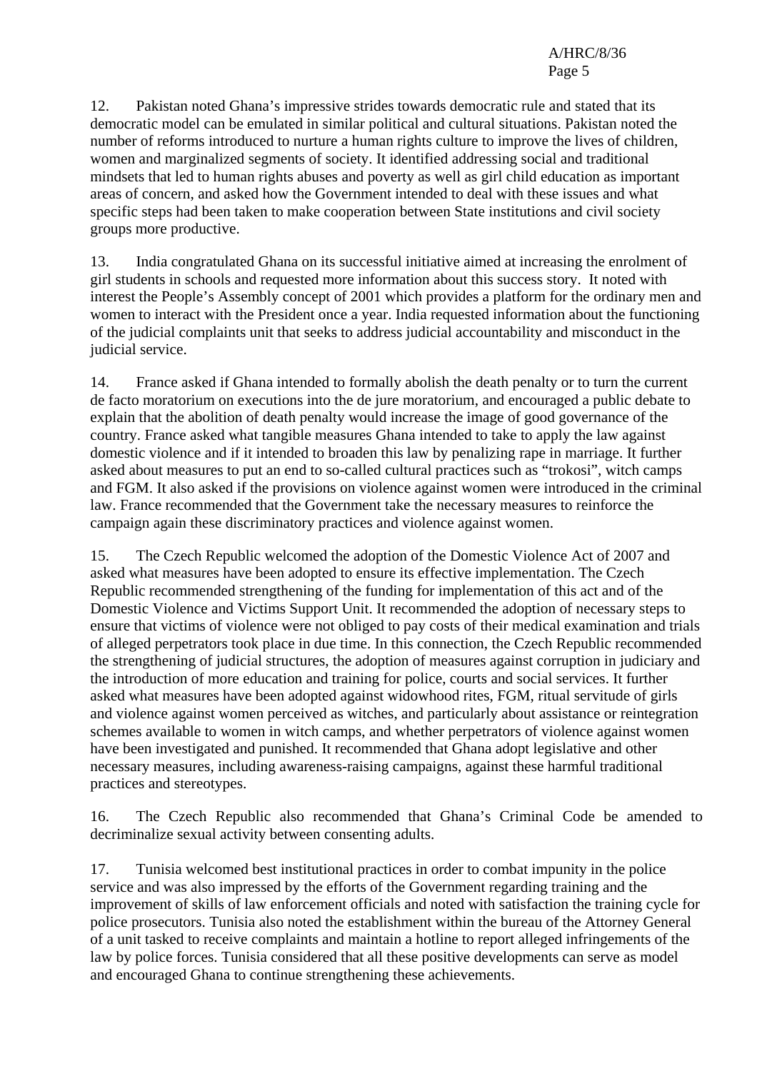12. Pakistan noted Ghana's impressive strides towards democratic rule and stated that its democratic model can be emulated in similar political and cultural situations. Pakistan noted the number of reforms introduced to nurture a human rights culture to improve the lives of children, women and marginalized segments of society. It identified addressing social and traditional mindsets that led to human rights abuses and poverty as well as girl child education as important areas of concern, and asked how the Government intended to deal with these issues and what specific steps had been taken to make cooperation between State institutions and civil society groups more productive.

13. India congratulated Ghana on its successful initiative aimed at increasing the enrolment of girl students in schools and requested more information about this success story. It noted with interest the People's Assembly concept of 2001 which provides a platform for the ordinary men and women to interact with the President once a year. India requested information about the functioning of the judicial complaints unit that seeks to address judicial accountability and misconduct in the judicial service.

14. France asked if Ghana intended to formally abolish the death penalty or to turn the current de facto moratorium on executions into the de jure moratorium, and encouraged a public debate to explain that the abolition of death penalty would increase the image of good governance of the country. France asked what tangible measures Ghana intended to take to apply the law against domestic violence and if it intended to broaden this law by penalizing rape in marriage. It further asked about measures to put an end to so-called cultural practices such as "trokosi", witch camps and FGM. It also asked if the provisions on violence against women were introduced in the criminal law. France recommended that the Government take the necessary measures to reinforce the campaign again these discriminatory practices and violence against women.

15. The Czech Republic welcomed the adoption of the Domestic Violence Act of 2007 and asked what measures have been adopted to ensure its effective implementation. The Czech Republic recommended strengthening of the funding for implementation of this act and of the Domestic Violence and Victims Support Unit. It recommended the adoption of necessary steps to ensure that victims of violence were not obliged to pay costs of their medical examination and trials of alleged perpetrators took place in due time. In this connection, the Czech Republic recommended the strengthening of judicial structures, the adoption of measures against corruption in judiciary and the introduction of more education and training for police, courts and social services. It further asked what measures have been adopted against widowhood rites, FGM, ritual servitude of girls and violence against women perceived as witches, and particularly about assistance or reintegration schemes available to women in witch camps, and whether perpetrators of violence against women have been investigated and punished. It recommended that Ghana adopt legislative and other necessary measures, including awareness-raising campaigns, against these harmful traditional practices and stereotypes.

16. The Czech Republic also recommended that Ghana's Criminal Code be amended to decriminalize sexual activity between consenting adults.

17. Tunisia welcomed best institutional practices in order to combat impunity in the police service and was also impressed by the efforts of the Government regarding training and the improvement of skills of law enforcement officials and noted with satisfaction the training cycle for police prosecutors. Tunisia also noted the establishment within the bureau of the Attorney General of a unit tasked to receive complaints and maintain a hotline to report alleged infringements of the law by police forces. Tunisia considered that all these positive developments can serve as model and encouraged Ghana to continue strengthening these achievements.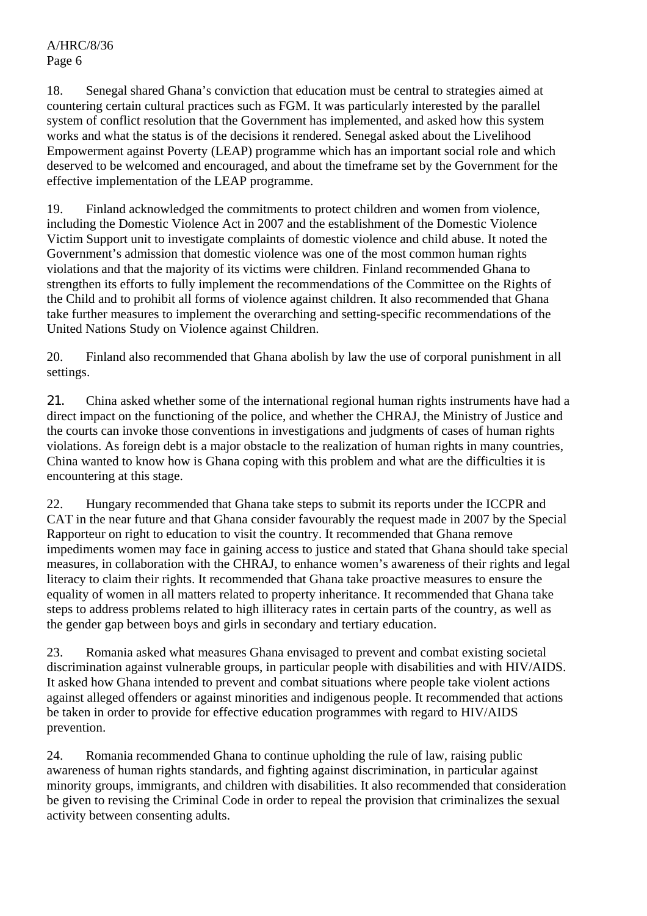18. Senegal shared Ghana's conviction that education must be central to strategies aimed at countering certain cultural practices such as FGM. It was particularly interested by the parallel system of conflict resolution that the Government has implemented, and asked how this system works and what the status is of the decisions it rendered. Senegal asked about the Livelihood Empowerment against Poverty (LEAP) programme which has an important social role and which deserved to be welcomed and encouraged, and about the timeframe set by the Government for the effective implementation of the LEAP programme.

19. Finland acknowledged the commitments to protect children and women from violence, including the Domestic Violence Act in 2007 and the establishment of the Domestic Violence Victim Support unit to investigate complaints of domestic violence and child abuse. It noted the Government's admission that domestic violence was one of the most common human rights violations and that the majority of its victims were children. Finland recommended Ghana to strengthen its efforts to fully implement the recommendations of the Committee on the Rights of the Child and to prohibit all forms of violence against children. It also recommended that Ghana take further measures to implement the overarching and setting-specific recommendations of the United Nations Study on Violence against Children.

20. Finland also recommended that Ghana abolish by law the use of corporal punishment in all settings.

21. China asked whether some of the international regional human rights instruments have had a direct impact on the functioning of the police, and whether the CHRAJ, the Ministry of Justice and the courts can invoke those conventions in investigations and judgments of cases of human rights violations. As foreign debt is a major obstacle to the realization of human rights in many countries, China wanted to know how is Ghana coping with this problem and what are the difficulties it is encountering at this stage.

22. Hungary recommended that Ghana take steps to submit its reports under the ICCPR and CAT in the near future and that Ghana consider favourably the request made in 2007 by the Special Rapporteur on right to education to visit the country. It recommended that Ghana remove impediments women may face in gaining access to justice and stated that Ghana should take special measures, in collaboration with the CHRAJ, to enhance women's awareness of their rights and legal literacy to claim their rights. It recommended that Ghana take proactive measures to ensure the equality of women in all matters related to property inheritance. It recommended that Ghana take steps to address problems related to high illiteracy rates in certain parts of the country, as well as the gender gap between boys and girls in secondary and tertiary education.

23. Romania asked what measures Ghana envisaged to prevent and combat existing societal discrimination against vulnerable groups, in particular people with disabilities and with HIV/AIDS. It asked how Ghana intended to prevent and combat situations where people take violent actions against alleged offenders or against minorities and indigenous people. It recommended that actions be taken in order to provide for effective education programmes with regard to HIV/AIDS prevention.

24. Romania recommended Ghana to continue upholding the rule of law, raising public awareness of human rights standards, and fighting against discrimination, in particular against minority groups, immigrants, and children with disabilities. It also recommended that consideration be given to revising the Criminal Code in order to repeal the provision that criminalizes the sexual activity between consenting adults.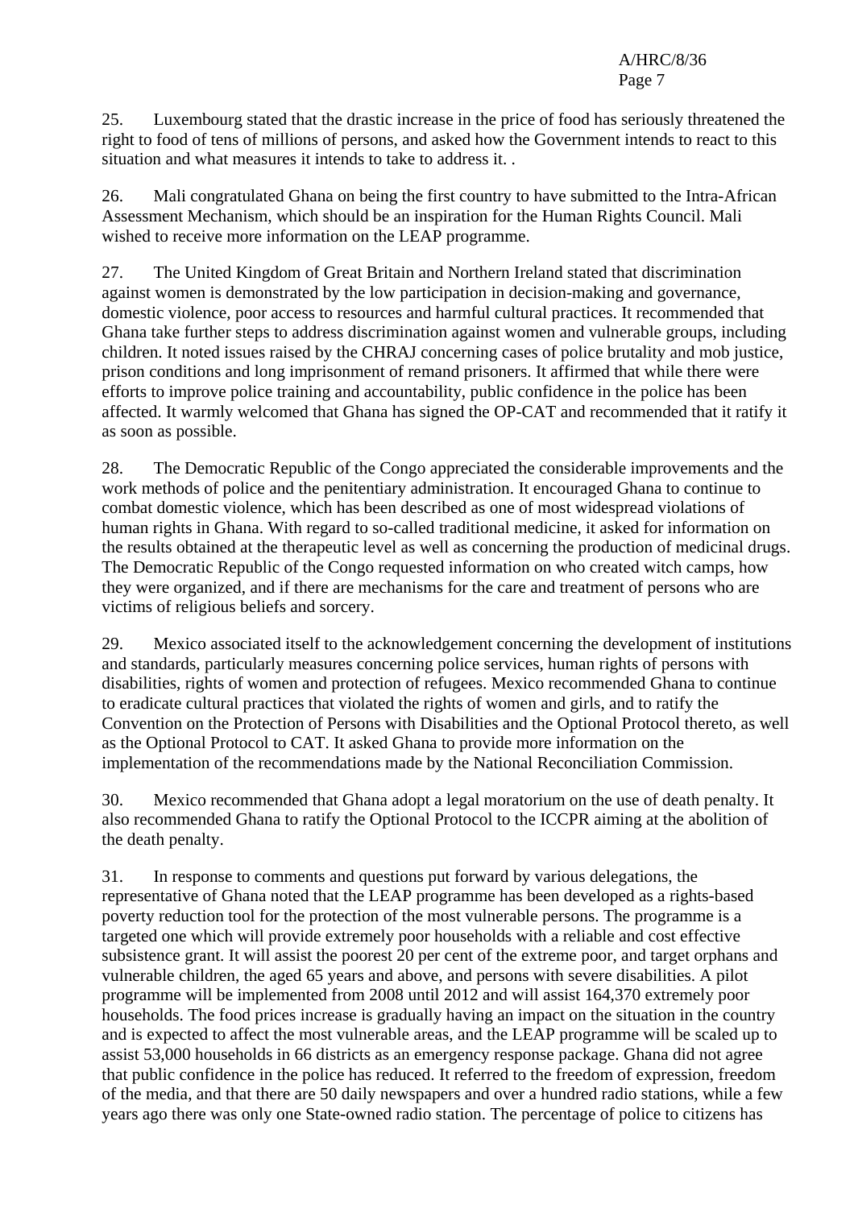25. Luxembourg stated that the drastic increase in the price of food has seriously threatened the right to food of tens of millions of persons, and asked how the Government intends to react to this situation and what measures it intends to take to address it. .

26. Mali congratulated Ghana on being the first country to have submitted to the Intra-African Assessment Mechanism, which should be an inspiration for the Human Rights Council. Mali wished to receive more information on the LEAP programme.

27. The United Kingdom of Great Britain and Northern Ireland stated that discrimination against women is demonstrated by the low participation in decision-making and governance, domestic violence, poor access to resources and harmful cultural practices. It recommended that Ghana take further steps to address discrimination against women and vulnerable groups, including children. It noted issues raised by the CHRAJ concerning cases of police brutality and mob justice, prison conditions and long imprisonment of remand prisoners. It affirmed that while there were efforts to improve police training and accountability, public confidence in the police has been affected. It warmly welcomed that Ghana has signed the OP-CAT and recommended that it ratify it as soon as possible.

28. The Democratic Republic of the Congo appreciated the considerable improvements and the work methods of police and the penitentiary administration. It encouraged Ghana to continue to combat domestic violence, which has been described as one of most widespread violations of human rights in Ghana. With regard to so-called traditional medicine, it asked for information on the results obtained at the therapeutic level as well as concerning the production of medicinal drugs. The Democratic Republic of the Congo requested information on who created witch camps, how they were organized, and if there are mechanisms for the care and treatment of persons who are victims of religious beliefs and sorcery.

29. Mexico associated itself to the acknowledgement concerning the development of institutions and standards, particularly measures concerning police services, human rights of persons with disabilities, rights of women and protection of refugees. Mexico recommended Ghana to continue to eradicate cultural practices that violated the rights of women and girls, and to ratify the Convention on the Protection of Persons with Disabilities and the Optional Protocol thereto, as well as the Optional Protocol to CAT. It asked Ghana to provide more information on the implementation of the recommendations made by the National Reconciliation Commission.

30. Mexico recommended that Ghana adopt a legal moratorium on the use of death penalty. It also recommended Ghana to ratify the Optional Protocol to the ICCPR aiming at the abolition of the death penalty.

31. In response to comments and questions put forward by various delegations, the representative of Ghana noted that the LEAP programme has been developed as a rights-based poverty reduction tool for the protection of the most vulnerable persons. The programme is a targeted one which will provide extremely poor households with a reliable and cost effective subsistence grant. It will assist the poorest 20 per cent of the extreme poor, and target orphans and vulnerable children, the aged 65 years and above, and persons with severe disabilities. A pilot programme will be implemented from 2008 until 2012 and will assist 164,370 extremely poor households. The food prices increase is gradually having an impact on the situation in the country and is expected to affect the most vulnerable areas, and the LEAP programme will be scaled up to assist 53,000 households in 66 districts as an emergency response package. Ghana did not agree that public confidence in the police has reduced. It referred to the freedom of expression, freedom of the media, and that there are 50 daily newspapers and over a hundred radio stations, while a few years ago there was only one State-owned radio station. The percentage of police to citizens has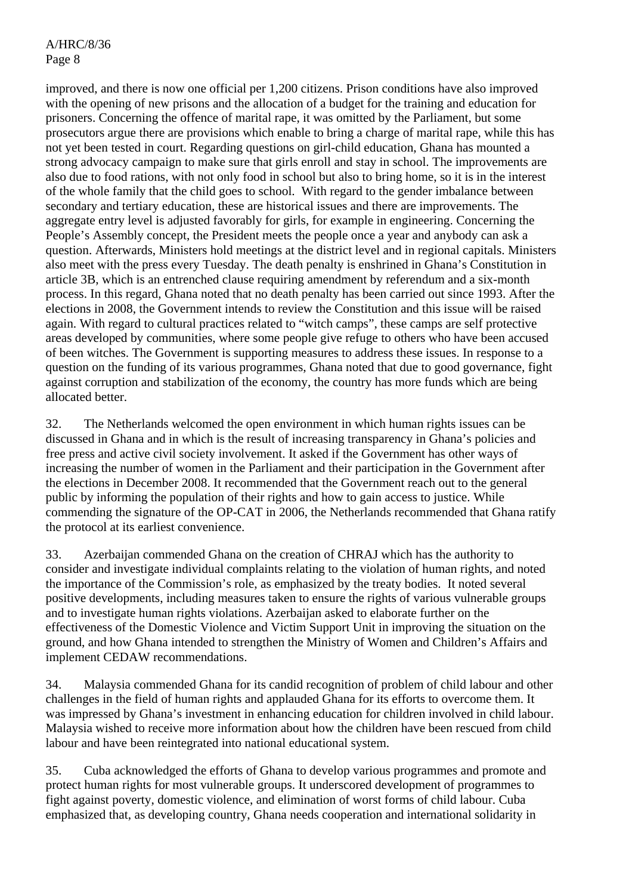improved, and there is now one official per 1,200 citizens. Prison conditions have also improved with the opening of new prisons and the allocation of a budget for the training and education for prisoners. Concerning the offence of marital rape, it was omitted by the Parliament, but some prosecutors argue there are provisions which enable to bring a charge of marital rape, while this has not yet been tested in court. Regarding questions on girl-child education, Ghana has mounted a strong advocacy campaign to make sure that girls enroll and stay in school. The improvements are also due to food rations, with not only food in school but also to bring home, so it is in the interest of the whole family that the child goes to school. With regard to the gender imbalance between secondary and tertiary education, these are historical issues and there are improvements. The aggregate entry level is adjusted favorably for girls, for example in engineering. Concerning the People's Assembly concept, the President meets the people once a year and anybody can ask a question. Afterwards, Ministers hold meetings at the district level and in regional capitals. Ministers also meet with the press every Tuesday. The death penalty is enshrined in Ghana's Constitution in article 3B, which is an entrenched clause requiring amendment by referendum and a six-month process. In this regard, Ghana noted that no death penalty has been carried out since 1993. After the elections in 2008, the Government intends to review the Constitution and this issue will be raised again. With regard to cultural practices related to "witch camps", these camps are self protective areas developed by communities, where some people give refuge to others who have been accused of been witches. The Government is supporting measures to address these issues. In response to a question on the funding of its various programmes, Ghana noted that due to good governance, fight against corruption and stabilization of the economy, the country has more funds which are being allocated better.

32. The Netherlands welcomed the open environment in which human rights issues can be discussed in Ghana and in which is the result of increasing transparency in Ghana's policies and free press and active civil society involvement. It asked if the Government has other ways of increasing the number of women in the Parliament and their participation in the Government after the elections in December 2008. It recommended that the Government reach out to the general public by informing the population of their rights and how to gain access to justice. While commending the signature of the OP-CAT in 2006, the Netherlands recommended that Ghana ratify the protocol at its earliest convenience.

33. Azerbaijan commended Ghana on the creation of CHRAJ which has the authority to consider and investigate individual complaints relating to the violation of human rights, and noted the importance of the Commission's role, as emphasized by the treaty bodies. It noted several positive developments, including measures taken to ensure the rights of various vulnerable groups and to investigate human rights violations. Azerbaijan asked to elaborate further on the effectiveness of the Domestic Violence and Victim Support Unit in improving the situation on the ground, and how Ghana intended to strengthen the Ministry of Women and Children's Affairs and implement CEDAW recommendations.

34. Malaysia commended Ghana for its candid recognition of problem of child labour and other challenges in the field of human rights and applauded Ghana for its efforts to overcome them. It was impressed by Ghana's investment in enhancing education for children involved in child labour. Malaysia wished to receive more information about how the children have been rescued from child labour and have been reintegrated into national educational system.

35. Cuba acknowledged the efforts of Ghana to develop various programmes and promote and protect human rights for most vulnerable groups. It underscored development of programmes to fight against poverty, domestic violence, and elimination of worst forms of child labour. Cuba emphasized that, as developing country, Ghana needs cooperation and international solidarity in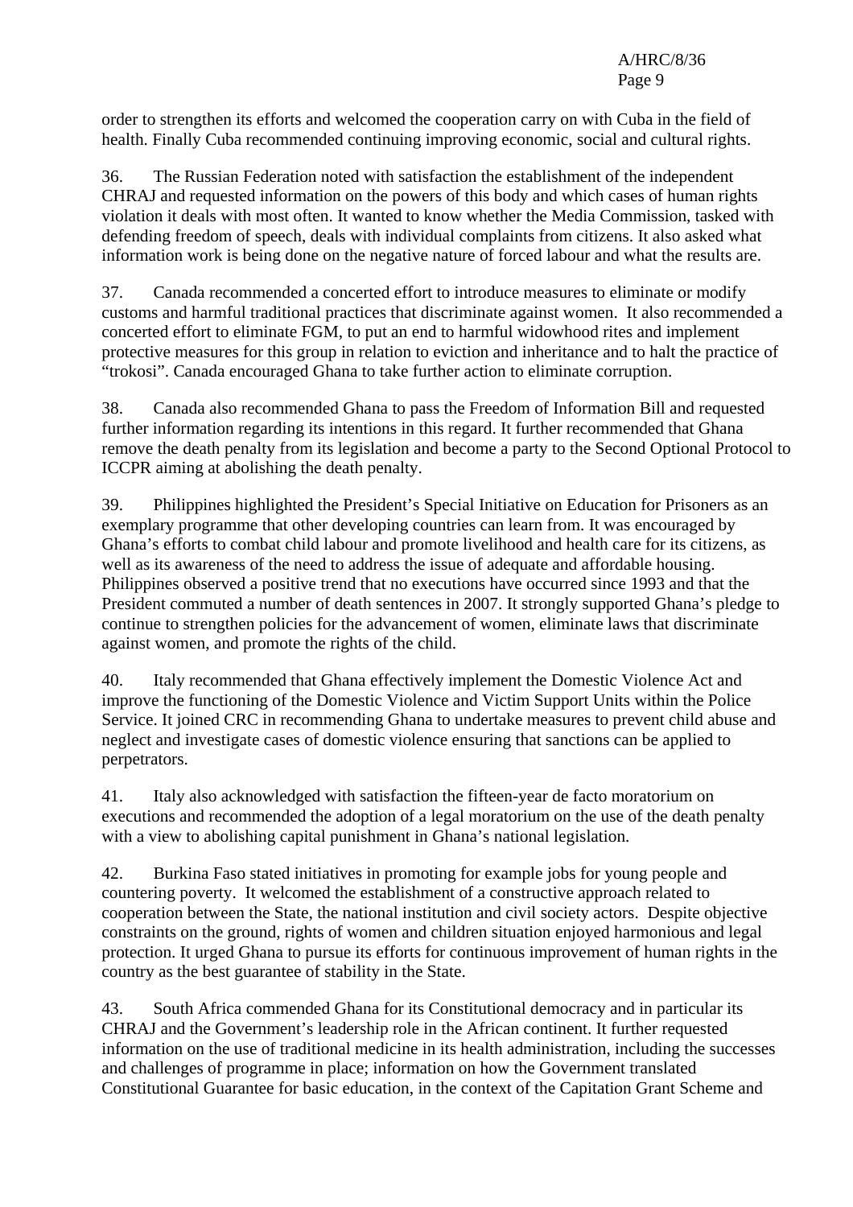order to strengthen its efforts and welcomed the cooperation carry on with Cuba in the field of health. Finally Cuba recommended continuing improving economic, social and cultural rights.

36. The Russian Federation noted with satisfaction the establishment of the independent CHRAJ and requested information on the powers of this body and which cases of human rights violation it deals with most often. It wanted to know whether the Media Commission, tasked with defending freedom of speech, deals with individual complaints from citizens. It also asked what information work is being done on the negative nature of forced labour and what the results are.

37. Canada recommended a concerted effort to introduce measures to eliminate or modify customs and harmful traditional practices that discriminate against women. It also recommended a concerted effort to eliminate FGM, to put an end to harmful widowhood rites and implement protective measures for this group in relation to eviction and inheritance and to halt the practice of “trokosi”. Canada encouraged Ghana to take further action to eliminate corruption.

38. Canada also recommended Ghana to pass the Freedom of Information Bill and requested further information regarding its intentions in this regard. It further recommended that Ghana remove the death penalty from its legislation and become a party to the Second Optional Protocol to ICCPR aiming at abolishing the death penalty.

39. Philippines highlighted the President’s Special Initiative on Education for Prisoners as an exemplary programme that other developing countries can learn from. It was encouraged by Ghana’s efforts to combat child labour and promote livelihood and health care for its citizens, as well as its awareness of the need to address the issue of adequate and affordable housing. Philippines observed a positive trend that no executions have occurred since 1993 and that the President commuted a number of death sentences in 2007. It strongly supported Ghana’s pledge to continue to strengthen policies for the advancement of women, eliminate laws that discriminate against women, and promote the rights of the child.

40. Italy recommended that Ghana effectively implement the Domestic Violence Act and improve the functioning of the Domestic Violence and Victim Support Units within the Police Service. It joined CRC in recommending Ghana to undertake measures to prevent child abuse and neglect and investigate cases of domestic violence ensuring that sanctions can be applied to perpetrators.

41. Italy also acknowledged with satisfaction the fifteen-year de facto moratorium on executions and recommended the adoption of a legal moratorium on the use of the death penalty with a view to abolishing capital punishment in Ghana’s national legislation.

42. Burkina Faso stated initiatives in promoting for example jobs for young people and countering poverty. It welcomed the establishment of a constructive approach related to cooperation between the State, the national institution and civil society actors. Despite objective constraints on the ground, rights of women and children situation enjoyed harmonious and legal protection. It urged Ghana to pursue its efforts for continuous improvement of human rights in the country as the best guarantee of stability in the State.

43. South Africa commended Ghana for its Constitutional democracy and in particular its CHRAJ and the Government’s leadership role in the African continent. It further requested information on the use of traditional medicine in its health administration, including the successes and challenges of programme in place; information on how the Government translated Constitutional Guarantee for basic education, in the context of the Capitation Grant Scheme and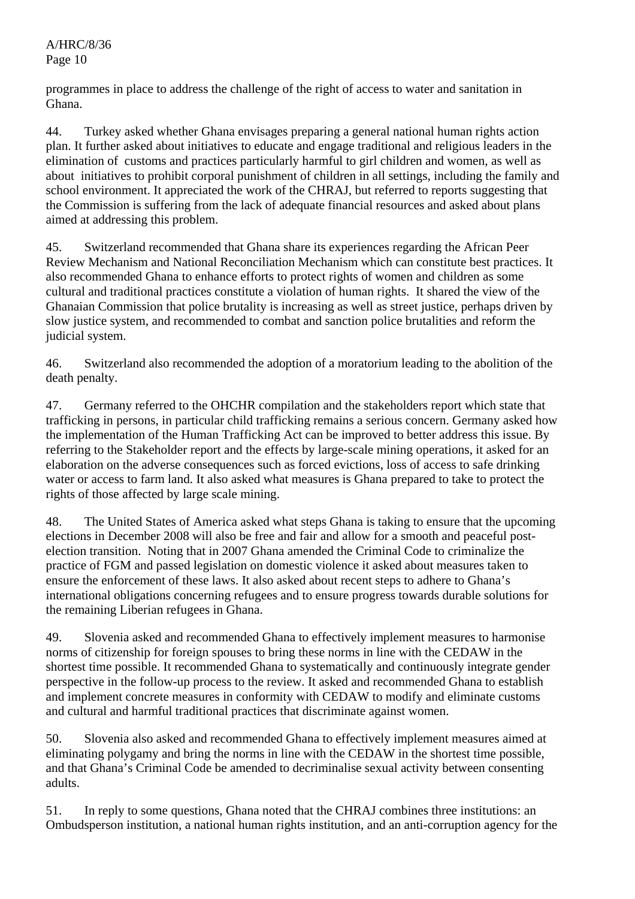programmes in place to address the challenge of the right of access to water and sanitation in Ghana.

44. Turkey asked whether Ghana envisages preparing a general national human rights action plan. It further asked about initiatives to educate and engage traditional and religious leaders in the elimination of customs and practices particularly harmful to girl children and women, as well as about initiatives to prohibit corporal punishment of children in all settings, including the family and school environment. It appreciated the work of the CHRAJ, but referred to reports suggesting that the Commission is suffering from the lack of adequate financial resources and asked about plans aimed at addressing this problem.

45. Switzerland recommended that Ghana share its experiences regarding the African Peer Review Mechanism and National Reconciliation Mechanism which can constitute best practices. It also recommended Ghana to enhance efforts to protect rights of women and children as some cultural and traditional practices constitute a violation of human rights. It shared the view of the Ghanaian Commission that police brutality is increasing as well as street justice, perhaps driven by slow justice system, and recommended to combat and sanction police brutalities and reform the judicial system.

46. Switzerland also recommended the adoption of a moratorium leading to the abolition of the death penalty.

47. Germany referred to the OHCHR compilation and the stakeholders report which state that trafficking in persons, in particular child trafficking remains a serious concern. Germany asked how the implementation of the Human Trafficking Act can be improved to better address this issue. By referring to the Stakeholder report and the effects by large-scale mining operations, it asked for an elaboration on the adverse consequences such as forced evictions, loss of access to safe drinking water or access to farm land. It also asked what measures is Ghana prepared to take to protect the rights of those affected by large scale mining.

48. The United States of America asked what steps Ghana is taking to ensure that the upcoming elections in December 2008 will also be free and fair and allow for a smooth and peaceful post-election transition. Noting that in 2007 Ghana amended the Criminal Code to criminalize the practice of FGM and passed legislation on domestic violence it asked about measures taken to ensure the enforcement of these laws. It also asked about recent steps to adhere to Ghana's international obligations concerning refugees and to ensure progress towards durable solutions for the remaining Liberian refugees in Ghana.

49. Slovenia asked and recommended Ghana to effectively implement measures to harmonise norms of citizenship for foreign spouses to bring these norms in line with the CEDAW in the shortest time possible. It recommended Ghana to systematically and continuously integrate gender perspective in the follow-up process to the review. It asked and recommended Ghana to establish and implement concrete measures in conformity with CEDAW to modify and eliminate customs and cultural and harmful traditional practices that discriminate against women.

50. Slovenia also asked and recommended Ghana to effectively implement measures aimed at eliminating polygamy and bring the norms in line with the CEDAW in the shortest time possible, and that Ghana's Criminal Code be amended to decriminalise sexual activity between consenting adults.

51. In reply to some questions, Ghana noted that the CHRAJ combines three institutions: an Ombudsperson institution, a national human rights institution, and an anti-corruption agency for the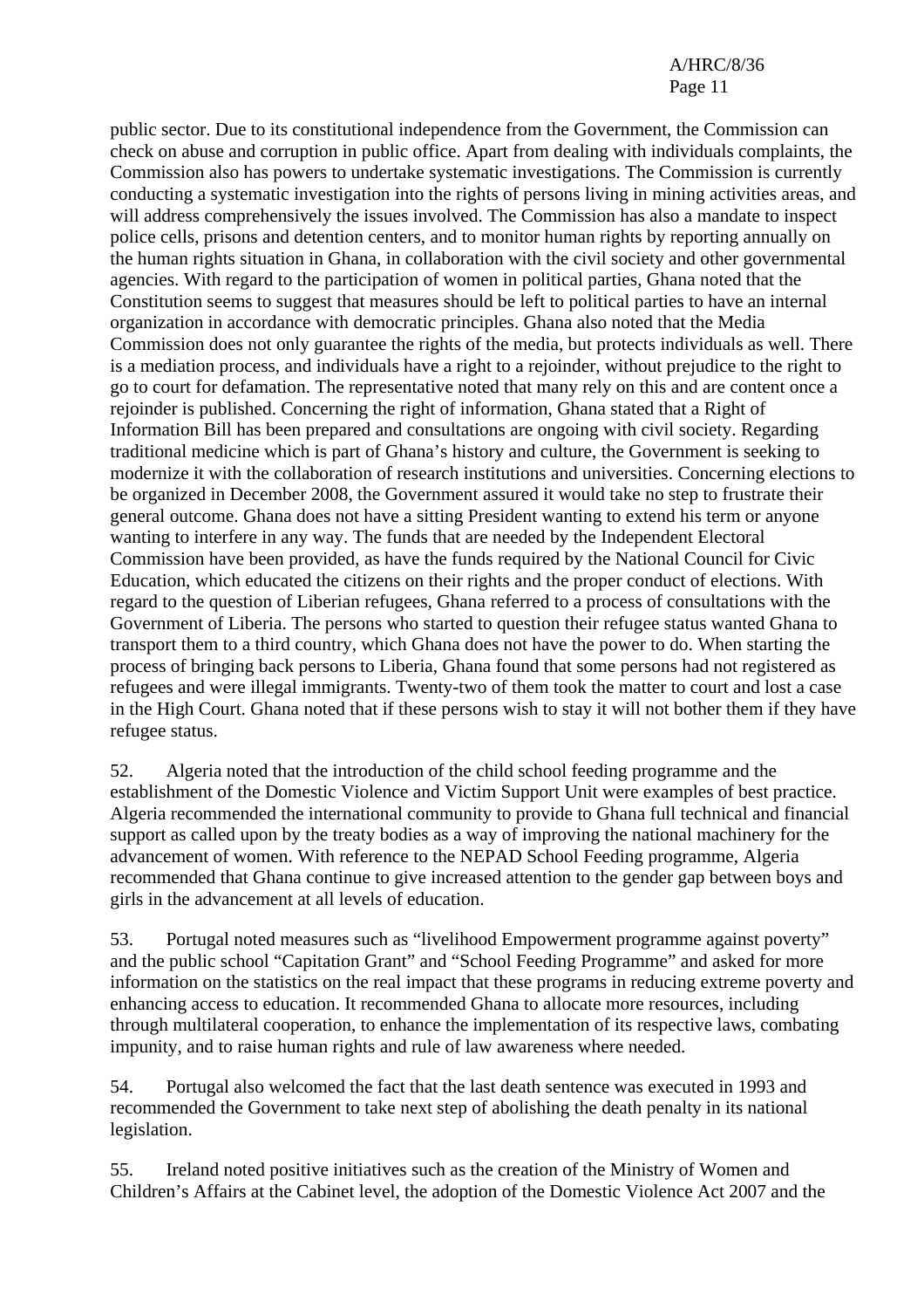public sector. Due to its constitutional independence from the Government, the Commission can check on abuse and corruption in public office. Apart from dealing with individuals complaints, the Commission also has powers to undertake systematic investigations. The Commission is currently conducting a systematic investigation into the rights of persons living in mining activities areas, and will address comprehensively the issues involved. The Commission has also a mandate to inspect police cells, prisons and detention centers, and to monitor human rights by reporting annually on the human rights situation in Ghana, in collaboration with the civil society and other governmental agencies. With regard to the participation of women in political parties, Ghana noted that the Constitution seems to suggest that measures should be left to political parties to have an internal organization in accordance with democratic principles. Ghana also noted that the Media Commission does not only guarantee the rights of the media, but protects individuals as well. There is a mediation process, and individuals have a right to a rejoinder, without prejudice to the right to go to court for defamation. The representative noted that many rely on this and are content once a rejoinder is published. Concerning the right of information, Ghana stated that a Right of Information Bill has been prepared and consultations are ongoing with civil society. Regarding traditional medicine which is part of Ghana's history and culture, the Government is seeking to modernize it with the collaboration of research institutions and universities. Concerning elections to be organized in December 2008, the Government assured it would take no step to frustrate their general outcome. Ghana does not have a sitting President wanting to extend his term or anyone wanting to interfere in any way. The funds that are needed by the Independent Electoral Commission have been provided, as have the funds required by the National Council for Civic Education, which educated the citizens on their rights and the proper conduct of elections. With regard to the question of Liberian refugees, Ghana referred to a process of consultations with the Government of Liberia. The persons who started to question their refugee status wanted Ghana to transport them to a third country, which Ghana does not have the power to do. When starting the process of bringing back persons to Liberia, Ghana found that some persons had not registered as refugees and were illegal immigrants. Twenty-two of them took the matter to court and lost a case in the High Court. Ghana noted that if these persons wish to stay it will not bother them if they have refugee status.

52. Algeria noted that the introduction of the child school feeding programme and the establishment of the Domestic Violence and Victim Support Unit were examples of best practice. Algeria recommended the international community to provide to Ghana full technical and financial support as called upon by the treaty bodies as a way of improving the national machinery for the advancement of women. With reference to the NEPAD School Feeding programme, Algeria recommended that Ghana continue to give increased attention to the gender gap between boys and girls in the advancement at all levels of education.

53. Portugal noted measures such as "livelihood Empowerment programme against poverty" and the public school "Capitation Grant" and "School Feeding Programme" and asked for more information on the statistics on the real impact that these programs in reducing extreme poverty and enhancing access to education. It recommended Ghana to allocate more resources, including through multilateral cooperation, to enhance the implementation of its respective laws, combating impunity, and to raise human rights and rule of law awareness where needed.

54. Portugal also welcomed the fact that the last death sentence was executed in 1993 and recommended the Government to take next step of abolishing the death penalty in its national legislation.

55. Ireland noted positive initiatives such as the creation of the Ministry of Women and Children's Affairs at the Cabinet level, the adoption of the Domestic Violence Act 2007 and the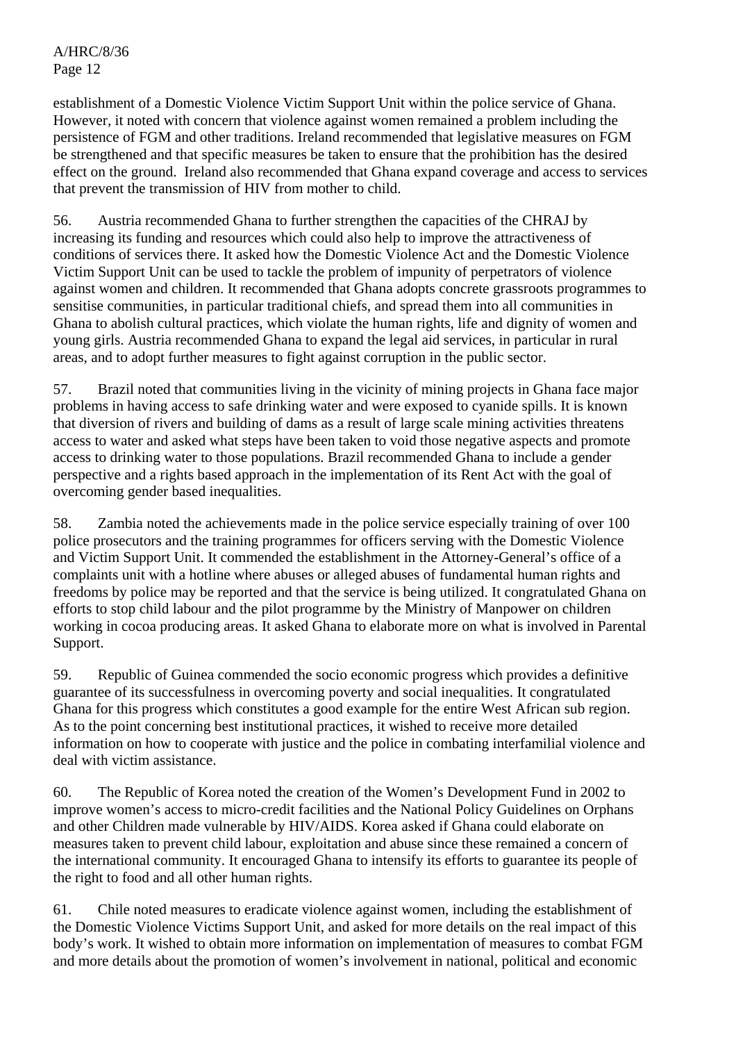establishment of a Domestic Violence Victim Support Unit within the police service of Ghana. However, it noted with concern that violence against women remained a problem including the persistence of FGM and other traditions. Ireland recommended that legislative measures on FGM be strengthened and that specific measures be taken to ensure that the prohibition has the desired effect on the ground. Ireland also recommended that Ghana expand coverage and access to services that prevent the transmission of HIV from mother to child.

56. Austria recommended Ghana to further strengthen the capacities of the CHRAJ by increasing its funding and resources which could also help to improve the attractiveness of conditions of services there. It asked how the Domestic Violence Act and the Domestic Violence Victim Support Unit can be used to tackle the problem of impunity of perpetrators of violence against women and children. It recommended that Ghana adopts concrete grassroots programmes to sensitise communities, in particular traditional chiefs, and spread them into all communities in Ghana to abolish cultural practices, which violate the human rights, life and dignity of women and young girls. Austria recommended Ghana to expand the legal aid services, in particular in rural areas, and to adopt further measures to fight against corruption in the public sector.

57. Brazil noted that communities living in the vicinity of mining projects in Ghana face major problems in having access to safe drinking water and were exposed to cyanide spills. It is known that diversion of rivers and building of dams as a result of large scale mining activities threatens access to water and asked what steps have been taken to void those negative aspects and promote access to drinking water to those populations. Brazil recommended Ghana to include a gender perspective and a rights based approach in the implementation of its Rent Act with the goal of overcoming gender based inequalities.

58. Zambia noted the achievements made in the police service especially training of over 100 police prosecutors and the training programmes for officers serving with the Domestic Violence and Victim Support Unit. It commended the establishment in the Attorney-General's office of a complaints unit with a hotline where abuses or alleged abuses of fundamental human rights and freedoms by police may be reported and that the service is being utilized. It congratulated Ghana on efforts to stop child labour and the pilot programme by the Ministry of Manpower on children working in cocoa producing areas. It asked Ghana to elaborate more on what is involved in Parental Support.

59. Republic of Guinea commended the socio economic progress which provides a definitive guarantee of its successfulness in overcoming poverty and social inequalities. It congratulated Ghana for this progress which constitutes a good example for the entire West African sub region. As to the point concerning best institutional practices, it wished to receive more detailed information on how to cooperate with justice and the police in combating interfamilial violence and deal with victim assistance.

60. The Republic of Korea noted the creation of the Women's Development Fund in 2002 to improve women's access to micro-credit facilities and the National Policy Guidelines on Orphans and other Children made vulnerable by HIV/AIDS. Korea asked if Ghana could elaborate on measures taken to prevent child labour, exploitation and abuse since these remained a concern of the international community. It encouraged Ghana to intensify its efforts to guarantee its people of the right to food and all other human rights.

61. Chile noted measures to eradicate violence against women, including the establishment of the Domestic Violence Victims Support Unit, and asked for more details on the real impact of this body's work. It wished to obtain more information on implementation of measures to combat FGM and more details about the promotion of women's involvement in national, political and economic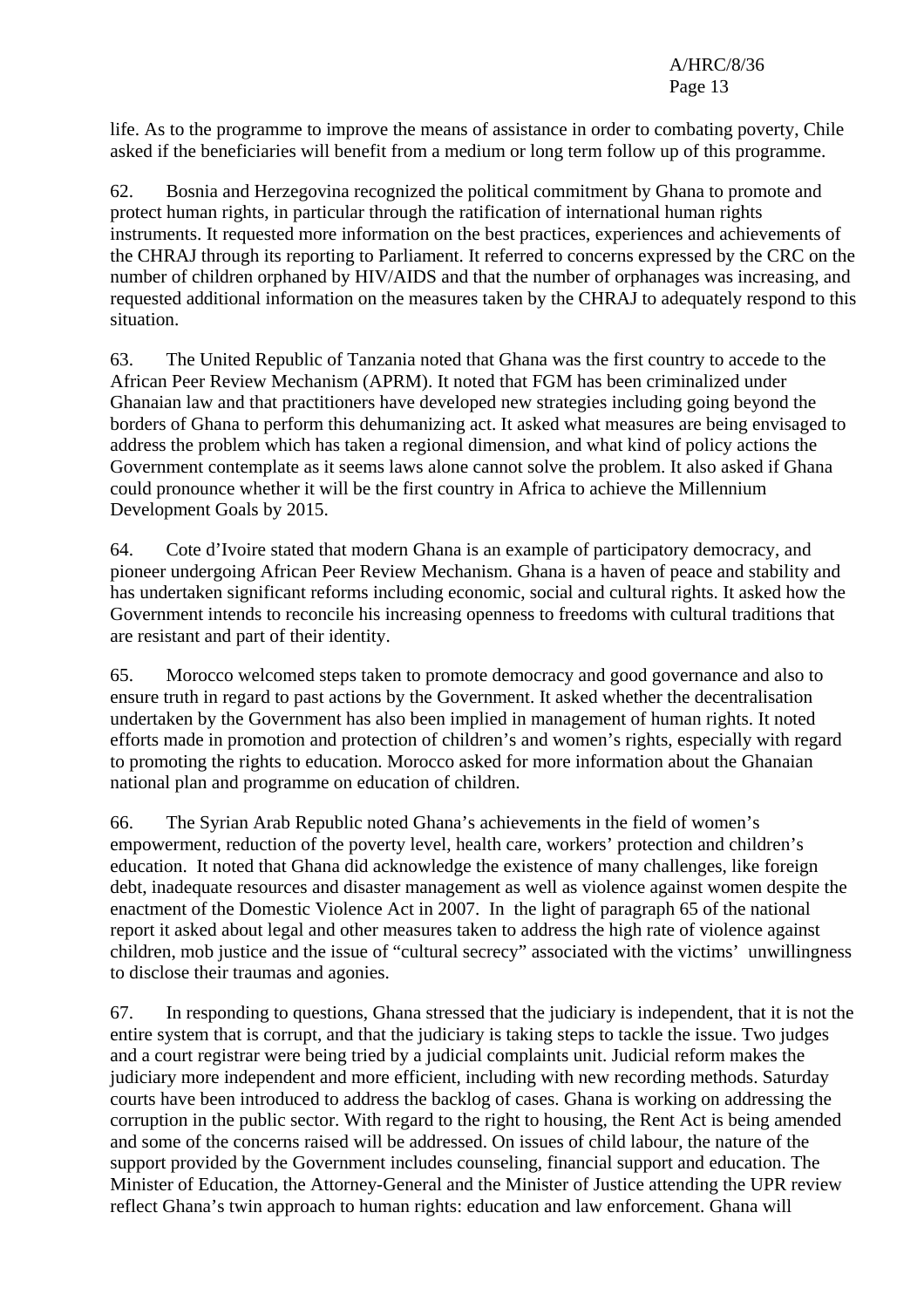life. As to the programme to improve the means of assistance in order to combating poverty, Chile asked if the beneficiaries will benefit from a medium or long term follow up of this programme.

62. Bosnia and Herzegovina recognized the political commitment by Ghana to promote and protect human rights, in particular through the ratification of international human rights instruments. It requested more information on the best practices, experiences and achievements of the CHRAJ through its reporting to Parliament. It referred to concerns expressed by the CRC on the number of children orphaned by HIV/AIDS and that the number of orphanages was increasing, and requested additional information on the measures taken by the CHRAJ to adequately respond to this situation.

63. The United Republic of Tanzania noted that Ghana was the first country to accede to the African Peer Review Mechanism (APRM). It noted that FGM has been criminalized under Ghanaian law and that practitioners have developed new strategies including going beyond the borders of Ghana to perform this dehumanizing act. It asked what measures are being envisaged to address the problem which has taken a regional dimension, and what kind of policy actions the Government contemplate as it seems laws alone cannot solve the problem. It also asked if Ghana could pronounce whether it will be the first country in Africa to achieve the Millennium Development Goals by 2015.

64. Cote d'Ivoire stated that modern Ghana is an example of participatory democracy, and pioneer undergoing African Peer Review Mechanism. Ghana is a haven of peace and stability and has undertaken significant reforms including economic, social and cultural rights. It asked how the Government intends to reconcile his increasing openness to freedoms with cultural traditions that are resistant and part of their identity.

65. Morocco welcomed steps taken to promote democracy and good governance and also to ensure truth in regard to past actions by the Government. It asked whether the decentralisation undertaken by the Government has also been implied in management of human rights. It noted efforts made in promotion and protection of children's and women's rights, especially with regard to promoting the rights to education. Morocco asked for more information about the Ghanaian national plan and programme on education of children.

66. The Syrian Arab Republic noted Ghana's achievements in the field of women's empowerment, reduction of the poverty level, health care, workers' protection and children's education. It noted that Ghana did acknowledge the existence of many challenges, like foreign debt, inadequate resources and disaster management as well as violence against women despite the enactment of the Domestic Violence Act in 2007. In the light of paragraph 65 of the national report it asked about legal and other measures taken to address the high rate of violence against children, mob justice and the issue of "cultural secrecy" associated with the victims' unwillingness to disclose their traumas and agonies.

67. In responding to questions, Ghana stressed that the judiciary is independent, that it is not the entire system that is corrupt, and that the judiciary is taking steps to tackle the issue. Two judges and a court registrar were being tried by a judicial complaints unit. Judicial reform makes the judiciary more independent and more efficient, including with new recording methods. Saturday courts have been introduced to address the backlog of cases. Ghana is working on addressing the corruption in the public sector. With regard to the right to housing, the Rent Act is being amended and some of the concerns raised will be addressed. On issues of child labour, the nature of the support provided by the Government includes counseling, financial support and education. The Minister of Education, the Attorney-General and the Minister of Justice attending the UPR review reflect Ghana's twin approach to human rights: education and law enforcement. Ghana will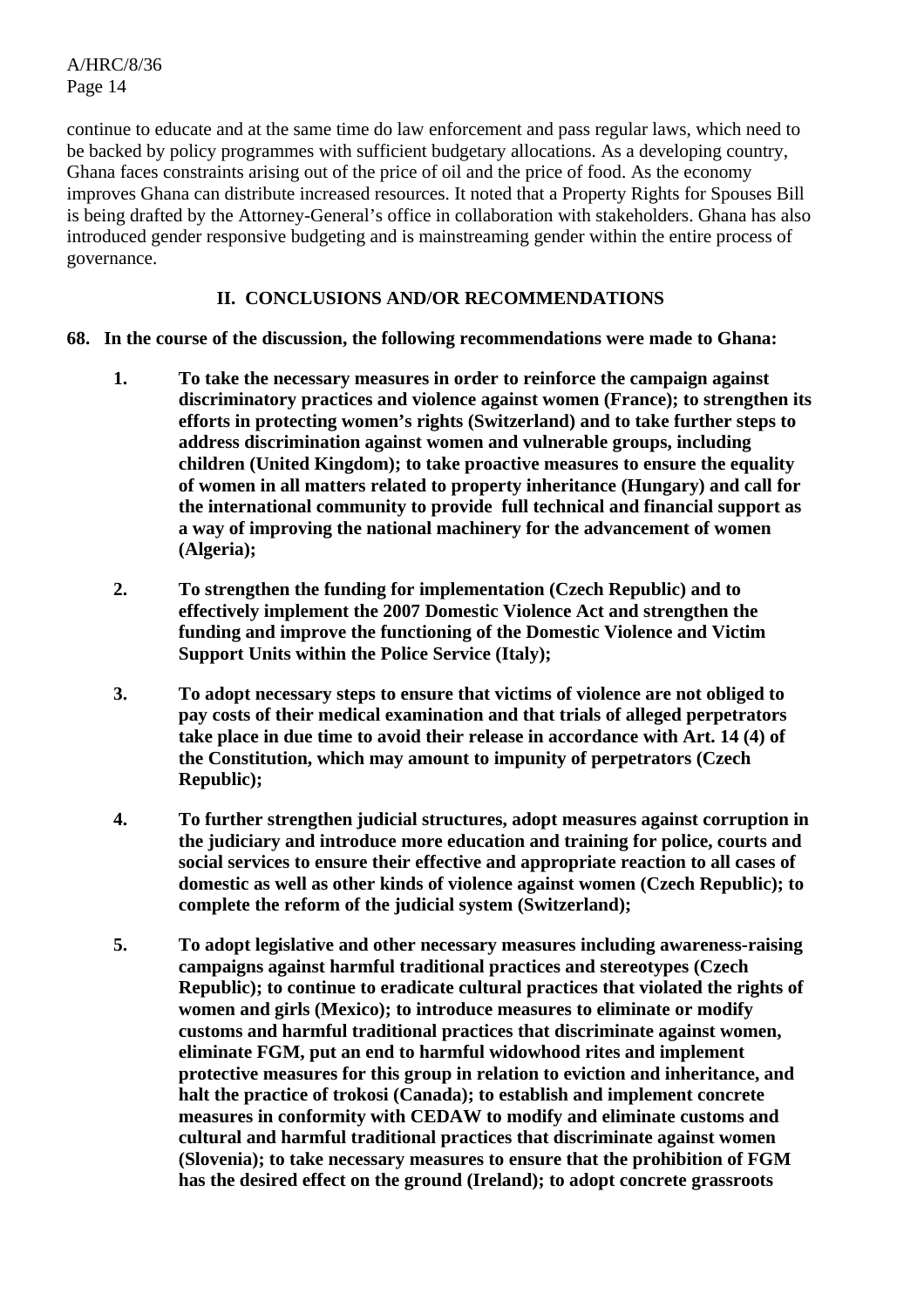continue to educate and at the same time do law enforcement and pass regular laws, which need to be backed by policy programmes with sufficient budgetary allocations. As a developing country, Ghana faces constraints arising out of the price of oil and the price of food. As the economy improves Ghana can distribute increased resources. It noted that a Property Rights for Spouses Bill is being drafted by the Attorney-General's office in collaboration with stakeholders. Ghana has also introduced gender responsive budgeting and is mainstreaming gender within the entire process of governance.

## II. CONCLUSIONS AND/OR RECOMMENDATIONS

**68. In the course of the discussion, the following recommendations were made to Ghana:**

1. **To take the necessary measures in order to reinforce the campaign against discriminatory practices and violence against women (France); to strengthen its efforts in protecting women's rights (Switzerland) and to take further steps to address discrimination against women and vulnerable groups, including children (United Kingdom); to take proactive measures to ensure the equality of women in all matters related to property inheritance (Hungary) and call for the international community to provide full technical and financial support as a way of improving the national machinery for the advancement of women (Algeria);**

2. **To strengthen the funding for implementation (Czech Republic) and to effectively implement the 2007 Domestic Violence Act and strengthen the funding and improve the functioning of the Domestic Violence and Victim Support Units within the Police Service (Italy);**

3. **To adopt necessary steps to ensure that victims of violence are not obliged to pay costs of their medical examination and that trials of alleged perpetrators take place in due time to avoid their release in accordance with Art. 14 (4) of the Constitution, which may amount to impunity of perpetrators (Czech Republic);**

4. **To further strengthen judicial structures, adopt measures against corruption in the judiciary and introduce more education and training for police, courts and social services to ensure their effective and appropriate reaction to all cases of domestic as well as other kinds of violence against women (Czech Republic); to complete the reform of the judicial system (Switzerland);**

5. **To adopt legislative and other necessary measures including awareness-raising campaigns against harmful traditional practices and stereotypes (Czech Republic); to continue to eradicate cultural practices that violated the rights of women and girls (Mexico); to introduce measures to eliminate or modify customs and harmful traditional practices that discriminate against women, eliminate FGM, put an end to harmful widowhood rites and implement protective measures for this group in relation to eviction and inheritance, and halt the practice of trokosi (Canada); to establish and implement concrete measures in conformity with CEDAW to modify and eliminate customs and cultural and harmful traditional practices that discriminate against women (Slovenia); to take necessary measures to ensure that the prohibition of FGM has the desired effect on the ground (Ireland); to adopt concrete grassroots**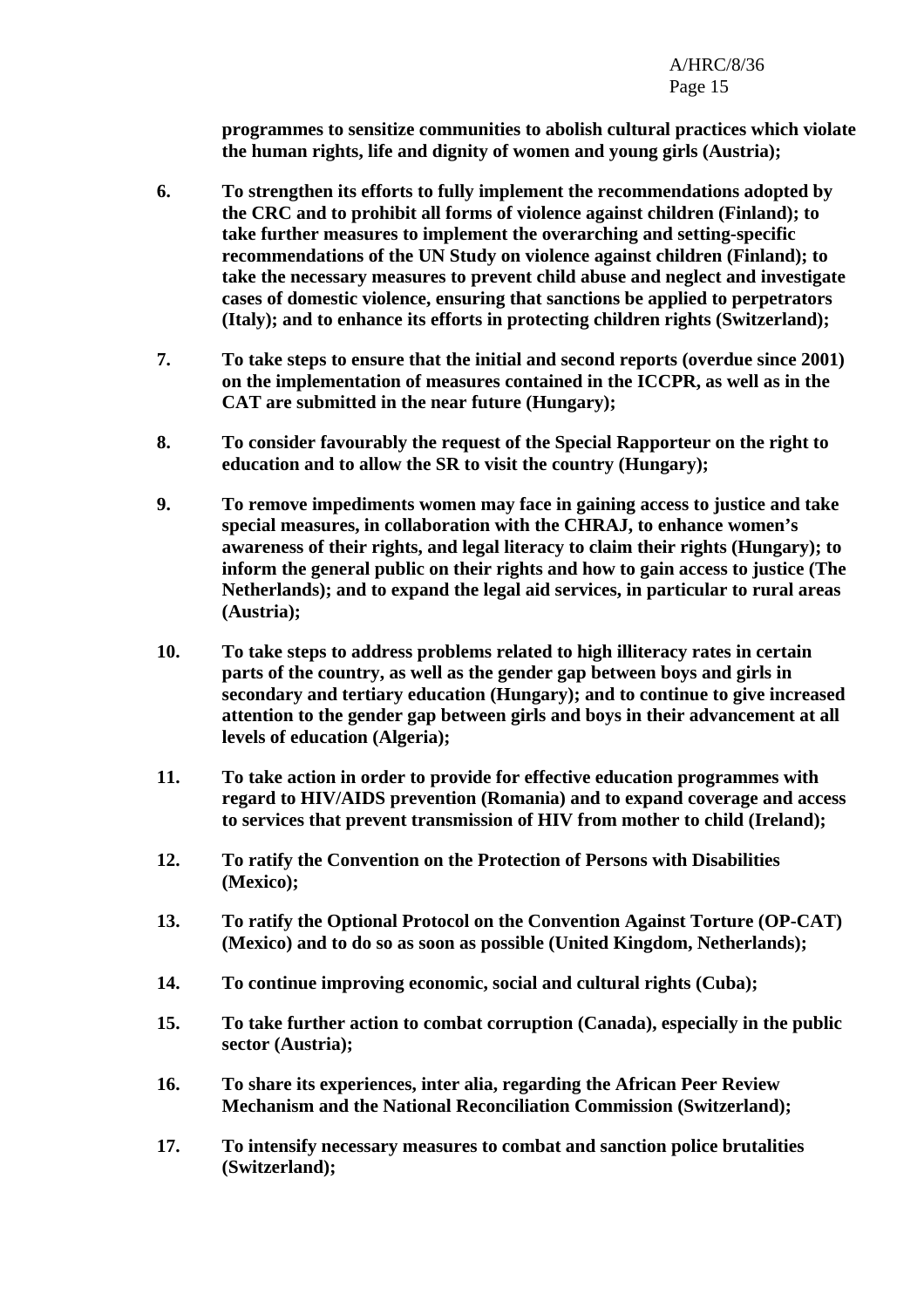**programmes to sensitize communities to abolish cultural practices which violate the human rights, life and dignity of women and young girls (Austria);**

6. **To strengthen its efforts to fully implement the recommendations adopted by the CRC and to prohibit all forms of violence against children (Finland); to take further measures to implement the overarching and setting-specific recommendations of the UN Study on violence against children (Finland); to take the necessary measures to prevent child abuse and neglect and investigate cases of domestic violence, ensuring that sanctions be applied to perpetrators (Italy); and to enhance its efforts in protecting children rights (Switzerland);**

7. **To take steps to ensure that the initial and second reports (overdue since 2001) on the implementation of measures contained in the ICCPR, as well as in the CAT are submitted in the near future (Hungary);**

8. **To consider favourably the request of the Special Rapporteur on the right to education and to allow the SR to visit the country (Hungary);**

9. **To remove impediments women may face in gaining access to justice and take special measures, in collaboration with the CHRAJ, to enhance women's awareness of their rights, and legal literacy to claim their rights (Hungary); to inform the general public on their rights and how to gain access to justice (The Netherlands); and to expand the legal aid services, in particular to rural areas (Austria);**

10. **To take steps to address problems related to high illiteracy rates in certain parts of the country, as well as the gender gap between boys and girls in secondary and tertiary education (Hungary); and to continue to give increased attention to the gender gap between girls and boys in their advancement at all levels of education (Algeria);**

11. **To take action in order to provide for effective education programmes with regard to HIV/AIDS prevention (Romania) and to expand coverage and access to services that prevent transmission of HIV from mother to child (Ireland);**

12. **To ratify the Convention on the Protection of Persons with Disabilities (Mexico);**

13. **To ratify the Optional Protocol on the Convention Against Torture (OP-CAT) (Mexico) and to do so as soon as possible (United Kingdom, Netherlands);**

14. **To continue improving economic, social and cultural rights (Cuba);**

15. **To take further action to combat corruption (Canada), especially in the public sector (Austria);**

16. **To share its experiences, inter alia, regarding the African Peer Review Mechanism and the National Reconciliation Commission (Switzerland);**

17. **To intensify necessary measures to combat and sanction police brutalities (Switzerland);**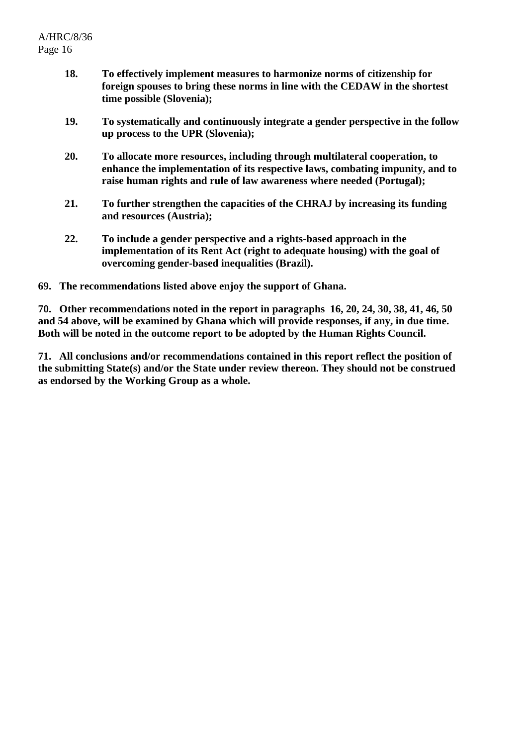**18. To effectively implement measures to harmonize norms of citizenship for foreign spouses to bring these norms in line with the CEDAW in the shortest time possible (Slovenia);**

**19. To systematically and continuously integrate a gender perspective in the follow up process to the UPR (Slovenia);**

**20. To allocate more resources, including through multilateral cooperation, to enhance the implementation of its respective laws, combating impunity, and to raise human rights and rule of law awareness where needed (Portugal);**

**21. To further strengthen the capacities of the CHRAJ by increasing its funding and resources (Austria);**

**22. To include a gender perspective and a rights-based approach in the implementation of its Rent Act (right to adequate housing) with the goal of overcoming gender-based inequalities (Brazil).**

**69. The recommendations listed above enjoy the support of Ghana.**

**70. Other recommendations noted in the report in paragraphs 16, 20, 24, 30, 38, 41, 46, 50 and 54 above, will be examined by Ghana which will provide responses, if any, in due time. Both will be noted in the outcome report to be adopted by the Human Rights Council.**

**71. All conclusions and/or recommendations contained in this report reflect the position of the submitting State(s) and/or the State under review thereon. They should not be construed as endorsed by the Working Group as a whole.**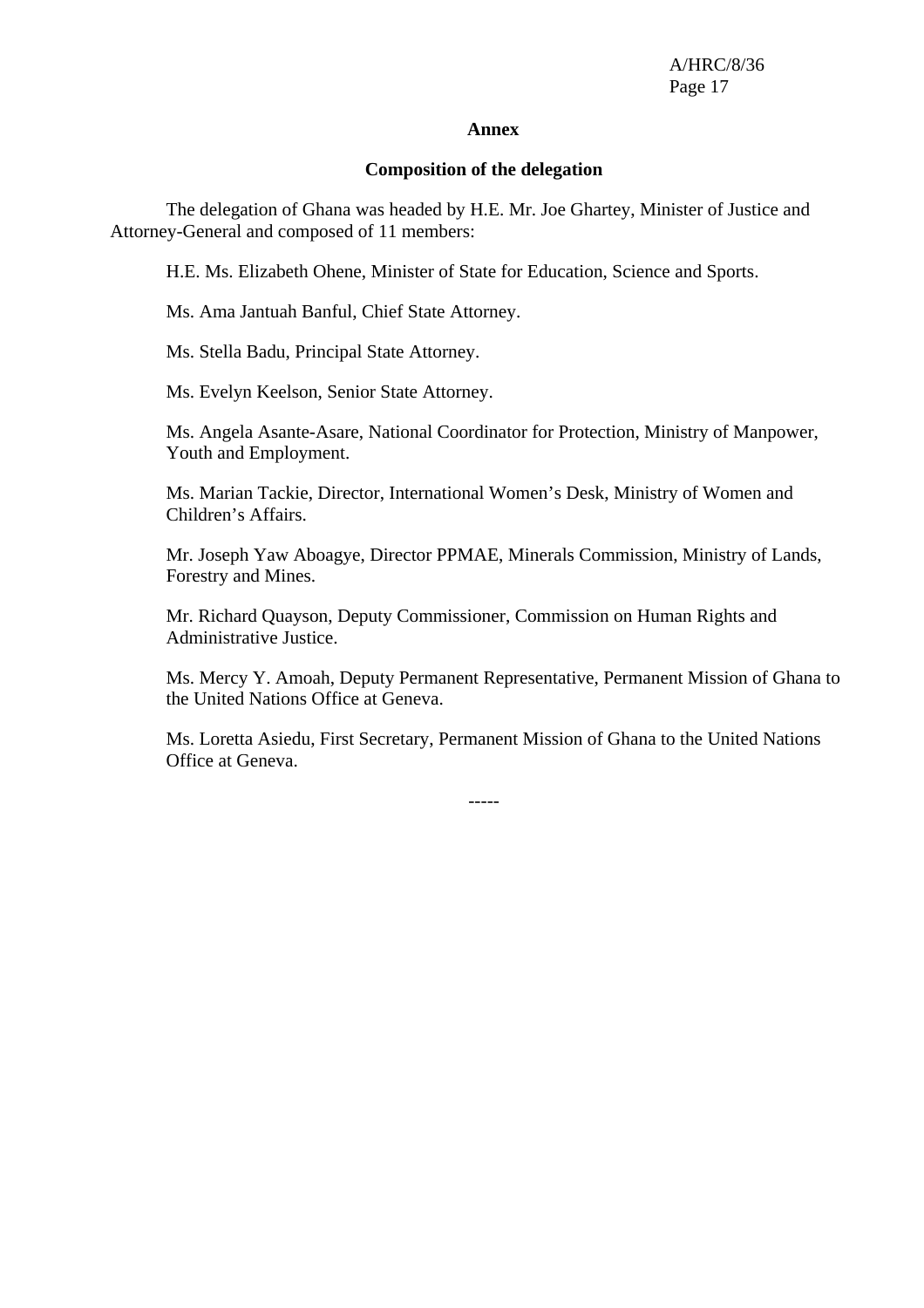## Annex

### Composition of the delegation

The delegation of Ghana was headed by H.E. Mr. Joe Ghartey, Minister of Justice and Attorney-General and composed of 11 members:

H.E. Ms. Elizabeth Ohene, Minister of State for Education, Science and Sports.

Ms. Ama Jantuah Banful, Chief State Attorney.

Ms. Stella Badu, Principal State Attorney.

Ms. Evelyn Keelson, Senior State Attorney.

Ms. Angela Asante-Asare, National Coordinator for Protection, Ministry of Manpower, Youth and Employment.

Ms. Marian Tackie, Director, International Women's Desk, Ministry of Women and Children's Affairs.

Mr. Joseph Yaw Aboagye, Director PPMAE, Minerals Commission, Ministry of Lands, Forestry and Mines.

Mr. Richard Quayson, Deputy Commissioner, Commission on Human Rights and Administrative Justice.

Ms. Mercy Y. Amoah, Deputy Permanent Representative, Permanent Mission of Ghana to the United Nations Office at Geneva.

Ms. Loretta Asiedu, First Secretary, Permanent Mission of Ghana to the United Nations Office at Geneva.

-----